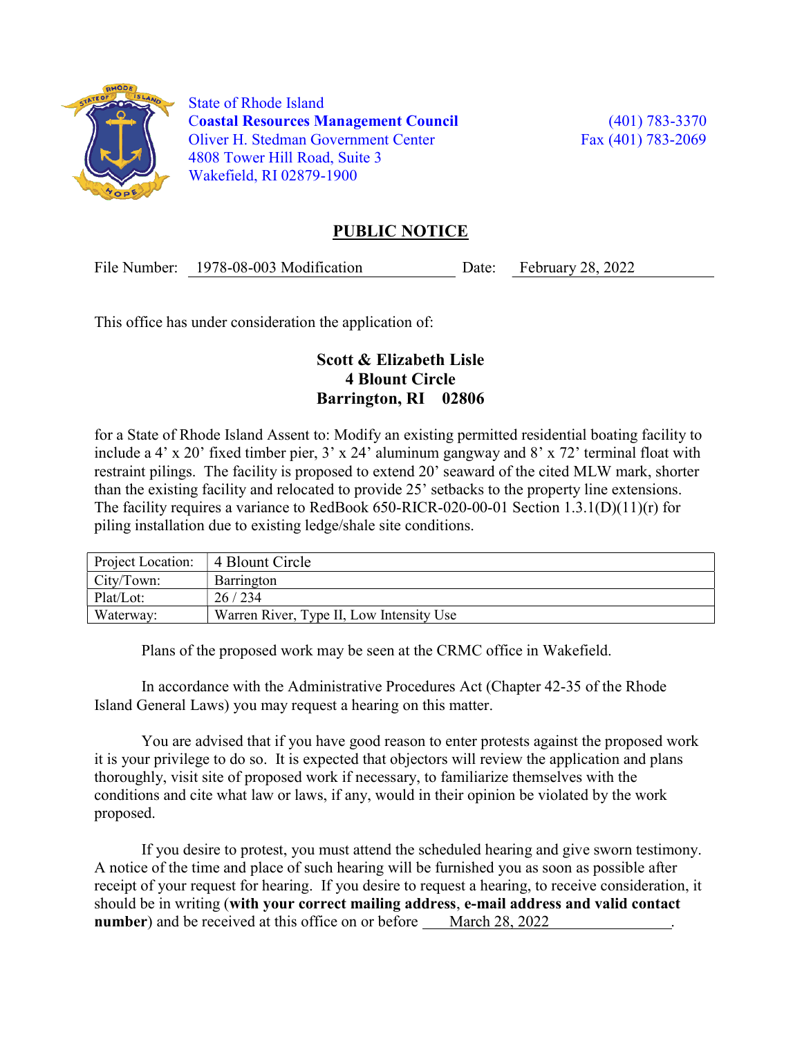State of Rhode Island
**Coastal Resources Management Council**
Oliver H. Stedman Government Center
4808 Tower Hill Road, Suite 3
Wakefield, RI 02879-1900

(401) 783-3370
Fax (401) 783-2069

## PUBLIC NOTICE

File Number: 1978-08-003 Modification    Date: February 28, 2022

This office has under consideration the application of:

**Scott & Elizabeth Lisle**
**4 Blount Circle**
**Barrington, RI 02806**

for a State of Rhode Island Assent to: Modify an existing permitted residential boating facility to include a 4’ x 20’ fixed timber pier, 3’ x 24’ aluminum gangway and 8’ x 72’ terminal float with restraint pilings. The facility is proposed to extend 20’ seaward of the cited MLW mark, shorter than the existing facility and relocated to provide 25’ setbacks to the property line extensions. The facility requires a variance to RedBook 650-RICR-020-00-01 Section 1.3.1(D)(11)(r) for piling installation due to existing ledge/shale site conditions.

| Project Location: | 4 Blount Circle |
|---|---|
| City/Town: | Barrington |
| Plat/Lot: | 26 / 234 |
| Waterway: | Warren River, Type II, Low Intensity Use |

Plans of the proposed work may be seen at the CRMC office in Wakefield.

In accordance with the Administrative Procedures Act (Chapter 42-35 of the Rhode Island General Laws) you may request a hearing on this matter.

You are advised that if you have good reason to enter protests against the proposed work it is your privilege to do so. It is expected that objectors will review the application and plans thoroughly, visit site of proposed work if necessary, to familiarize themselves with the conditions and cite what law or laws, if any, would in their opinion be violated by the work proposed.

If you desire to protest, you must attend the scheduled hearing and give sworn testimony. A notice of the time and place of such hearing will be furnished you as soon as possible after receipt of your request for hearing. If you desire to request a hearing, to receive consideration, it should be in writing (**with your correct mailing address**, **e-mail address and valid contact number**) and be received at this office on or before March 28, 2022.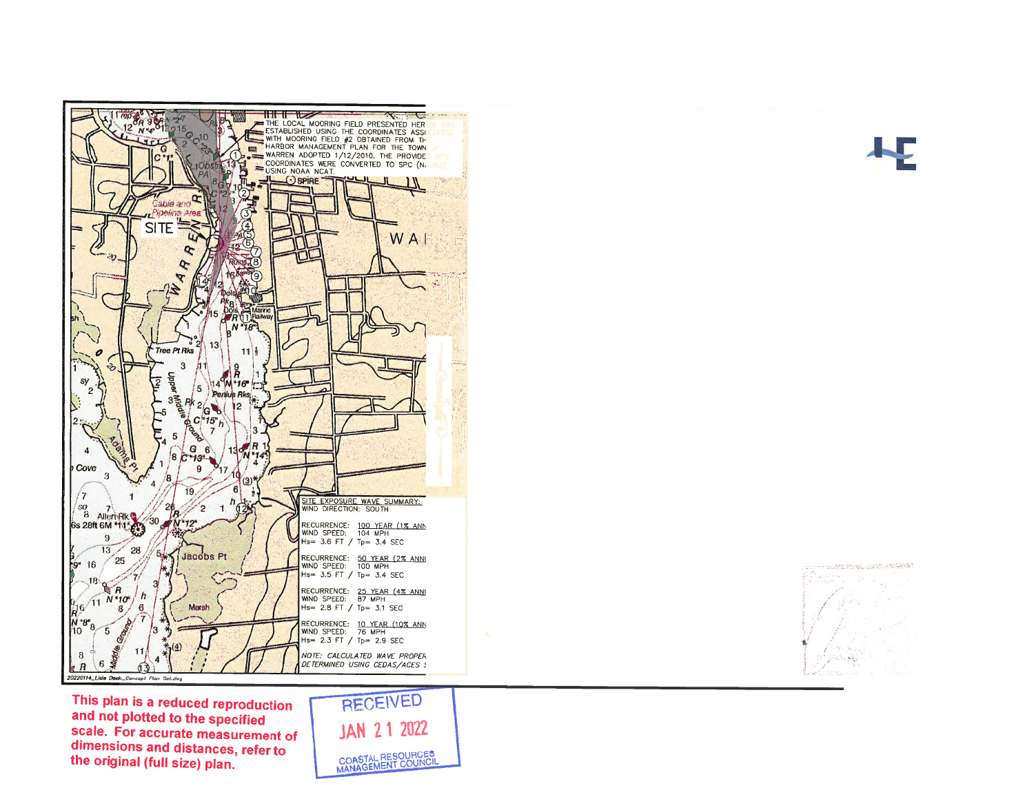THE LOCAL MOORING FIELD PRESENTED HERE WAS ESTABLISHED USING THE COORDINATES ASSOCIATED WITH MOORING FIELD #2 OBTAINED FROM THE HARBOR MANAGEMENT PLAN FOR THE TOWN OF WARREN ADOPTED 1/12/2010. THE PROVIDED COORDINATES WERE CONVERTED TO SPC (NAD83) USING NOAA NCAT.

SITE

SITE EXPOSURE WAVE SUMMARY:
WIND DIRECTION: SOUTH

RECURRENCE: 100 YEAR (1% ANN
WIND SPEED: 104 MPH
Hs= 3.6 FT / Tp= 3.4 SEC

RECURRENCE: 50 YEAR (2% ANN
WIND SPEED: 100 MPH
Hs= 3.5 FT / Tp= 3.4 SEC

RECURRENCE: 25 YEAR (4% ANN
WIND SPEED: 87 MPH
Hs= 2.8 FT / Tp= 3.1 SEC

RECURRENCE: 10 YEAR (10% ANN
WIND SPEED: 76 MPH
Hs= 2.3 FT / Tp= 2.9 SEC

*NOTE: CALCULATED WAVE PROPER DETERMINED USING CEDAS/ACES*

20220114_Lisle Dock_Concept Plan Set.dwg

**This plan is a reduced reproduction and not plotted to the specified scale. For accurate measurement of dimensions and distances, refer to the original (full size) plan.**

RECEIVED
JAN 21 2022
COASTAL RESOURCES MANAGEMENT COUNCIL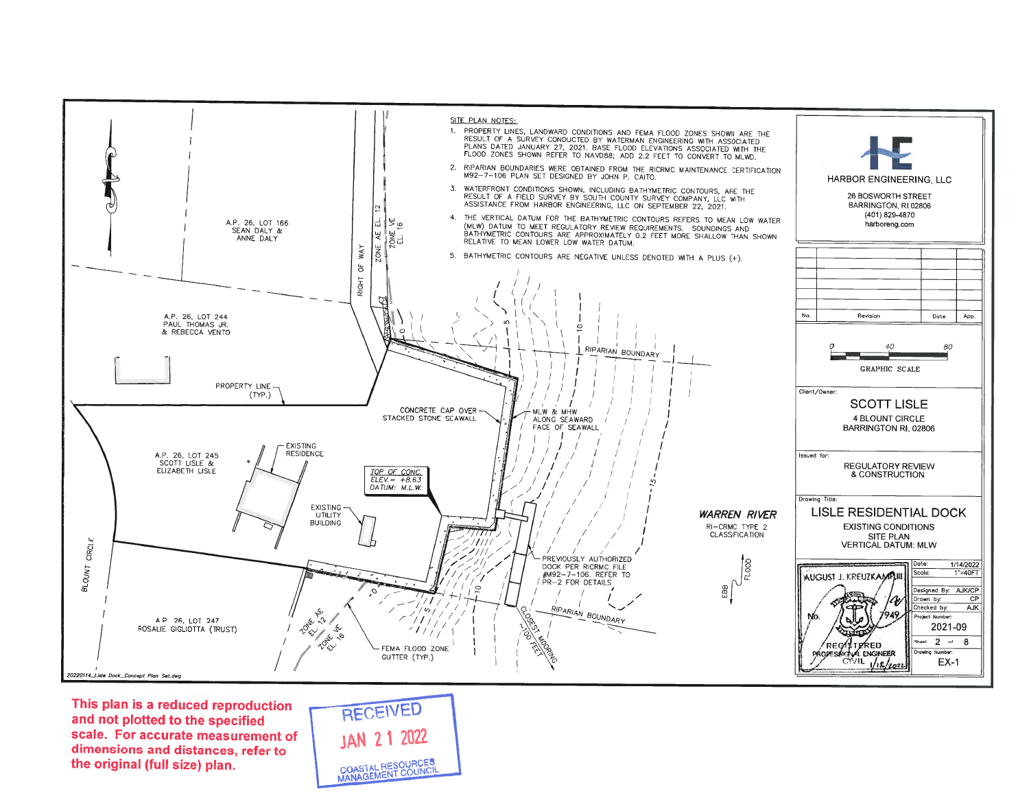## SITE PLAN NOTES:

1. PROPERTY LINES, LANDWARD CONDITIONS AND FEMA FLOOD ZONES SHOWN ARE THE RESULT OF A SURVEY CONDUCTED BY WATERMAN ENGINEERING WITH ASSOCIATED PLANS DATED JANUARY 27, 2021. BASE FLOOD ELEVATIONS ASSOCIATED WITH THE FLOOD ZONES SHOWN REFER TO NAVD88; ADD 2.2 FEET TO CONVERT TO MLWD.
2. RIPARIAN BOUNDARIES WERE OBTAINED FROM THE RICRMC MAINTENANCE CERTIFICATION M92-7-106 PLAN SET DESIGNED BY JOHN P. CAITO.
3. WATERFRONT CONDITIONS SHOWN, INCLUDING BATHYMETRIC CONTOURS, ARE THE RESULT OF A FIELD SURVEY BY SOUTH COUNTY SURVEY COMPANY, LLC WITH ASSISTANCE FROM HARBOR ENGINEERING, LLC ON SEPTEMBER 22, 2021.
4. THE VERTICAL DATUM FOR THE BATHYMETRIC CONTOURS REFERS TO MEAN LOW WATER (MLW) DATUM TO MEET REGULATORY REVIEW REQUIREMENTS. SOUNDINGS AND BATHYMETRIC CONTOURS ARE APPROXIMATELY 0.2 FEET MORE SHALLOW THAN SHOWN RELATIVE TO MEAN LOWER LOW WATER DATUM.
5. BATHYMETRIC CONTOURS ARE NEGATIVE UNLESS DENOTED WITH A PLUS (+).

A.P. 26, LOT 166
SEAN DALY & ANNE DALY

A.P. 26, LOT 244
PAUL THOMAS JR. & REBECCA VENTO

A.P. 26, LOT 245
SCOTT LISLE & ELIZABETH LISLE

A P 26, LOT 247
ROSALIE GIGLIOTTA (TRUST)

RIGHT OF WAY — ZONE AE EL. 12 — ZONE VE EL. 16

PROPERTY LINE (TYP.)

EXISTING RESIDENCE

EXISTING UTILITY BUILDING

CONCRETE CAP OVER STACKED STONE SEAWALL

*TOP OF CONC. ELEV.= +8.63 DATUM: M.L.W.*

MLW & MHW ALONG SEAWARD FACE OF SEAWALL

RIPARIAN BOUNDARY

PREVIOUSLY AUTHORIZED DOCK PER RICRMC FILE #M92-7-106. REFER TO PR-2 FOR DETAILS

CLOSEST MOORING ~100 FEET

FEMA FLOOD ZONE GUTTER (TYP.)

ZONE AE EL. 12 — ZONE VE EL. 16

BLOUNT CIRCLE

**WARREN RIVER**
RI-CRMC TYPE 2 CLASSFICATION

EBB — FLOOD

20220114_Lisle Dock_Concept Plan Set.dwg

**HARBOR ENGINEERING, LLC**
26 BOSWORTH STREET
BARRINGTON, RI 02806
(401) 829-4870
harboreng.com

| No. | Revision | Date | App. |
|---|---|---|---|

GRAPHIC SCALE: 0 — 40 — 80

Client/Owner:
**SCOTT LISLE**
4 BLOUNT CIRCLE
BARRINGTON RI, 02806

Issued for:
REGULATORY REVIEW & CONSTRUCTION

Drawing Title:
**LISLE RESIDENTIAL DOCK**
EXISTING CONDITIONS
SITE PLAN
VERTICAL DATUM: MLW

AUGUST J. KREUZKAMP III — No. 7949 — REGISTERED PROFESSIONAL ENGINEER CIVIL — 1/18/2022

| | |
|---|---|
| Date: | 1/14/2022 |
| Scale: | 1"=40FT |
| Designed By: | AJK/CP |
| Drawn by: | CP |
| Checked by: | AJK |
| Project Number: | 2021-09 |
| Sheet | 2 of 8 |
| Drawing Number: | EX-1 |

This plan is a reduced reproduction and not plotted to the specified scale. For accurate measurement of dimensions and distances, refer to the original (full size) plan.

RECEIVED
JAN 21 2022
COASTAL RESOURCES MANAGEMENT COUNCIL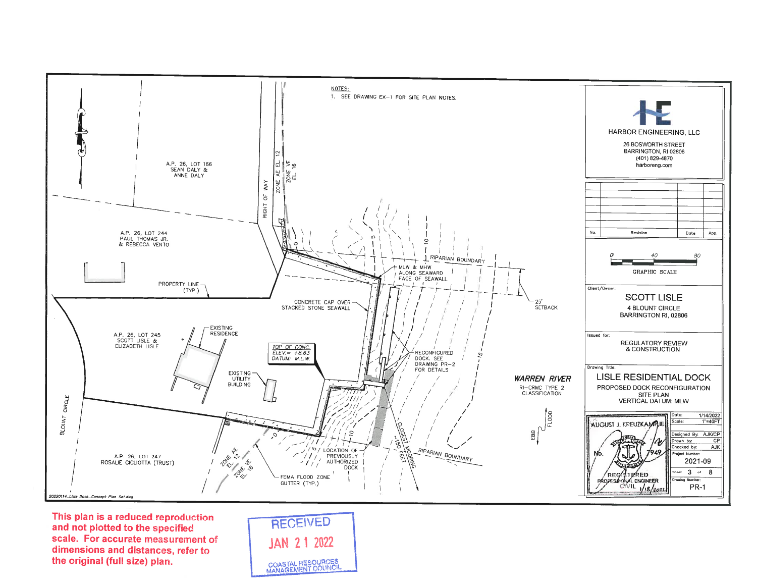NOTES:

1. SEE DRAWING EX-1 FOR SITE PLAN NOTES.

A.P. 26, LOT 166
SEAN DALY &
ANNE DALY

A.P. 26, LOT 244
PAUL THOMAS JR.
& REBECCA VENTO

A.P. 26, LOT 245
SCOTT LISLE &
ELIZABETH LISLE

A.P. 26, LOT 247
ROSALIE GIGLIOTTA (TRUST)

BLOUNT CIRCLE

RIGHT OF WAY

ZONE AE EL. 12

ZONE VE EL. 16

PROPERTY LINE (TYP.)

EXISTING RESIDENCE

EXISTING UTILITY BUILDING

CONCRETE CAP OVER STACKED STONE SEAWALL

TOP OF CONC. ELEV.= +8.63 DATUM: M.L.W.

RIPARIAN BOUNDARY

MLW & MHW ALONG SEAWARD FACE OF SEAWALL

25' SETBACK

RECONFIGURED DOCK. SEE DRAWING PR-2 FOR DETAILS

LOCATION OF PREVIOUSLY AUTHORIZED DOCK

CLOSEST MOORING ~150 FEET

FEMA FLOOD ZONE GUTTER (TYP.)

WARREN RIVER
RI-CRMC TYPE 2 CLASSIFICATION

EBB / FLOOD

20220114_Lisle Dock_Concept Plan Set.dwg

**HARBOR ENGINEERING, LLC**
26 BOSWORTH STREET
BARRINGTON, RI 02806
(401) 829-4870
harboreng.com

| No. | Revision | Date | App. |
| --- | --- | --- | --- |

GRAPHIC SCALE: 0 — 40 — 80

Client/Owner:
**SCOTT LISLE**
4 BLOUNT CIRCLE
BARRINGTON RI, 02806

Issued for:
REGULATORY REVIEW & CONSTRUCTION

Drawing Title:
**LISLE RESIDENTIAL DOCK**
PROPOSED DOCK RECONFIGURATION
SITE PLAN
VERTICAL DATUM: MLW

AUGUST J. KREUZKAMP III
No. 7949
REGISTERED PROFESSIONAL ENGINEER CIVIL
1/18/2022

| | |
| --- | --- |
| Date: | 1/14/2022 |
| Scale: | 1"=40FT |
| Designed By: | AJK/CP |
| Drawn by: | CP |
| Checked by: | AJK |
| Project Number: | 2021-09 |
| Sheet | 3 of 8 |
| Drawing Number: | PR-1 |

This plan is a reduced reproduction and not plotted to the specified scale. For accurate measurement of dimensions and distances, refer to the original (full size) plan.

RECEIVED
JAN 21 2022
COASTAL RESOURCES MANAGEMENT COUNCIL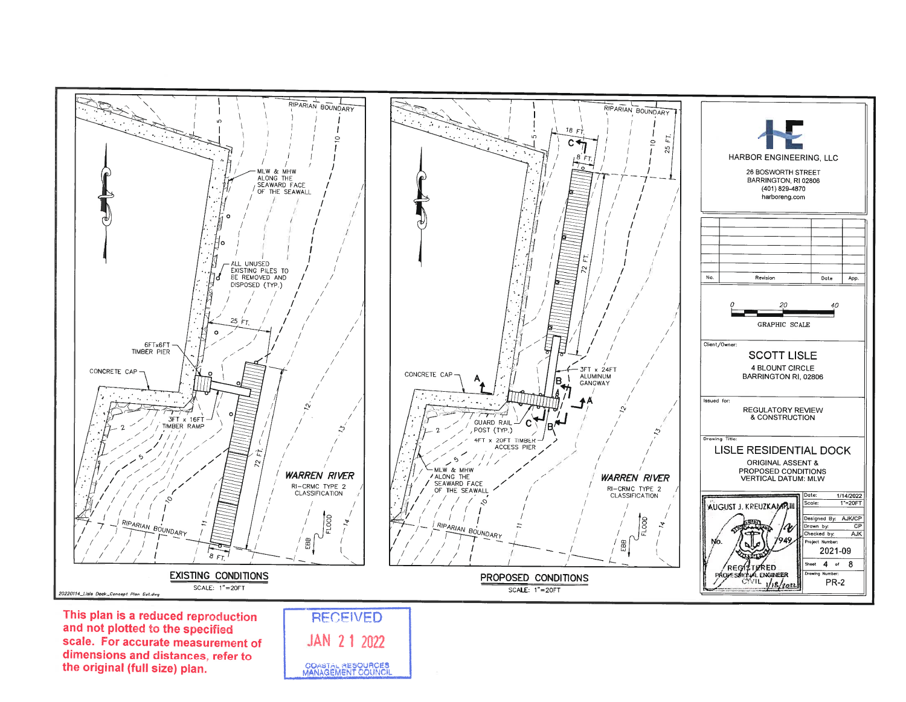## EXISTING CONDITIONS

SCALE: 1"=20FT

RIPARIAN BOUNDARY

MLW & MHW ALONG THE SEAWARD FACE OF THE SEAWALL

ALL UNUSED EXISTING PILES TO BE REMOVED AND DISPOSED (TYP.)

25 FT.

6FTx6FT TIMBER PIER

CONCRETE CAP

3FT x 16FT TIMBER RAMP

72 FT.

8 FT.

WARREN RIVER

RI-CRMC TYPE 2 CLASSIFICATION

EBB FLOOD

## PROPOSED CONDITIONS

SCALE: 1"=20FT

RIPARIAN BOUNDARY

18 FT.

8 FT.

25 FT.

72 FT.

3FT x 24FT ALUMINUM GANGWAY

CONCRETE CAP

GUARD RAIL POST (TYP.)

4FT x 20FT TIMBER ACCESS PIER

MLW & MHW ALONG THE SEAWARD FACE OF THE SEAWALL

WARREN RIVER

RI-CRMC TYPE 2 CLASSIFICATION

EBB FLOOD

---

HARBOR ENGINEERING, LLC

26 BOSWORTH STREET
BARRINGTON, RI 02806
(401) 829-4870
harboreng.com

| No. | Revision | Date | App. |
|---|---|---|---|
| | | | |

GRAPHIC SCALE: 0 20 40

Client/Owner:

SCOTT LISLE
4 BLOUNT CIRCLE
BARRINGTON RI, 02806

Issued for:

REGULATORY REVIEW & CONSTRUCTION

Drawing Title:

LISLE RESIDENTIAL DOCK
ORIGINAL ASSENT & PROPOSED CONDITIONS
VERTICAL DATUM: MLW

AUGUST J. KREUZKAMP III
No. 7949
REGISTERED PROFESSIONAL ENGINEER CIVIL
1/18/2022

| | |
|---|---|
| Date: | 1/14/2022 |
| Scale: | 1"=20FT |
| Designed By: | AJK/CP |
| Drawn by: | CP |
| Checked by: | AJK |
| Project Number: | 2021-09 |
| Sheet | 4 of 8 |
| Drawing Number: | PR-2 |

20220114_Lisle Dock_Concept Plan Set.dwg

This plan is a reduced reproduction and not plotted to the specified scale. For accurate measurement of dimensions and distances, refer to the original (full size) plan.

RECEIVED
JAN 21 2022
COASTAL RESOURCES MANAGEMENT COUNCIL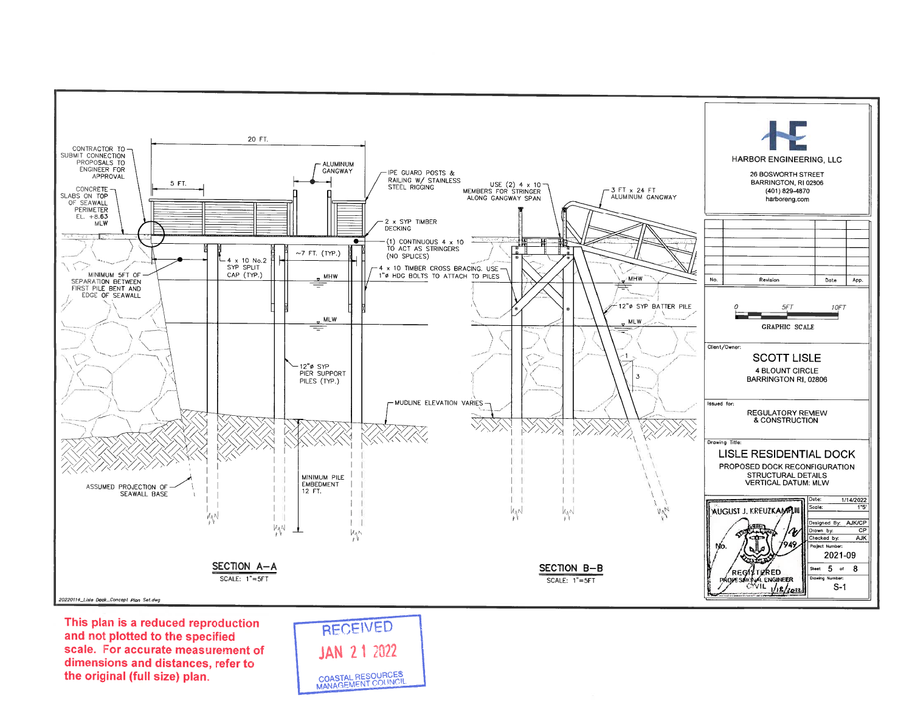## SECTION A–A

SCALE: 1"=5FT

- 20 FT.
- 5 FT.
- CONTRACTOR TO SUBMIT CONNECTION PROPOSALS TO ENGINEER FOR APPROVAL
- CONCRETE SLABS ON TOP OF SEAWALL PERIMETER EL. +8.63 MLW
- ALUMINUM GANGWAY
- IPE GUARD POSTS & RAILING W/ STAINLESS STEEL RIGGING
- 2 x SYP TIMBER DECKING
- (1) CONTINUOUS 4 x 10 TO ACT AS STRINGERS (NO SPLICES)
- 4 x 10 TIMBER CROSS BRACING. USE 1"ø HDG BOLTS TO ATTACH TO PILES
- 4 x 10 No.2 SYP SPLIT CAP (TYP.)
- ~7 FT. (TYP.)
- MINIMUM 5FT OF SEPARATION BETWEEN FIRST PILE BENT AND EDGE OF SEAWALL
- MHW
- MLW
- 12"ø SYP PIER SUPPORT PILES (TYP.)
- MUDLINE ELEVATION VARIES
- MINIMUM PILE EMBEDMENT 12 FT.
- ASSUMED PROJECTION OF SEAWALL BASE

## SECTION B–B

SCALE: 1"=5FT

- USE (2) 4 x 10 MEMBERS FOR STRINGER ALONG GANGWAY SPAN
- 3 FT x 24 FT ALUMINUM GANGWAY
- MHW
- MLW
- 12"ø SYP BATTER PILE
- 1
- 3

20220114_Lisle Dock_Concept Plan Set.dwg

---

**HARBOR ENGINEERING, LLC**
26 BOSWORTH STREET
BARRINGTON, RI 02806
(401) 829-4870
harboreng.com

| No. | Revision | Date | App. |
|---|---|---|---|

GRAPHIC SCALE: 0, 5FT, 10FT

Client/Owner:
**SCOTT LISLE**
4 BLOUNT CIRCLE
BARRINGTON RI, 02806

Issued for:
REGULATORY REVIEW & CONSTRUCTION

Drawing Title:
**LISLE RESIDENTIAL DOCK**
PROPOSED DOCK RECONFIGURATION
STRUCTURAL DETAILS
VERTICAL DATUM: MLW

AUGUST J. KREUZKAMP III
No. 7949
REGISTERED PROFESSIONAL ENGINEER
CIVIL
1/18/2022

| | |
|---|---|
| Date: | 1/14/2022 |
| Scale: | 1"5' |
| Designed By: | AJK/CP |
| Drawn by: | CP |
| Checked by: | AJK |
| Project Number: | 2021-09 |
| Sheet | 5 of 8 |
| Drawing Number: | S-1 |

This plan is a reduced reproduction and not plotted to the specified scale. For accurate measurement of dimensions and distances, refer to the original (full size) plan.

RECEIVED
JAN 21 2022
COASTAL RESOURCES MANAGEMENT COUNCIL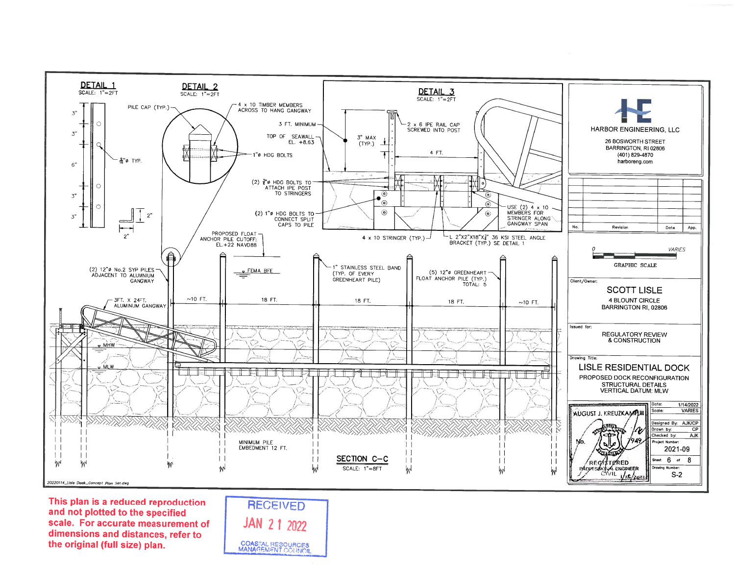## DETAIL 1
SCALE: 1"=2FT

3"
3"
6"
3"
3"

$\frac{9}{16}$"Ø TYP.

2"
2"

## DETAIL 2
SCALE: 1"=2FT

PILE CAP (TYP.)

4 x 10 TIMBER MEMBERS ACROSS TO HANG GANGWAY

3 FT. MINIMUM

TOP OF SEAWALL EL. +8.63

1"Ø HDG BOLTS

(2) $\frac{3}{4}$"Ø HDG BOLTS TO ATTACH IPE POST TO STRINGERS

(2) 1"Ø HDG BOLTS TO CONNECT SPLIT CAPS TO PILE

PROPOSED FLOAT ANCHOR PILE CUTOFF: EL.+22 NAVD88

## DETAIL 3
SCALE: 1"=2FT

2 x 6 IPE RAIL CAP SCREWED INTO POST

3" MAX (TYP.)

4 FT.

USE (2) 4 x 10 MEMBERS FOR STRINGER ALONG GANGWAY SPAN

4 x 10 STRINGER (TYP.)

L 2"X2"X18"X$\frac{1}{4}$" 36 KSI STEEL ANGLE BRACKET (TYP.) SE DETAIL 1

(2) 12"Ø No.2 SYP PILES ADJACENT TO ALUMINUM GANGWAY

FEMA BFE

1" STAINLESS STEEL BAND (TYP. OF EVERY GREENHEART PILE)

(5) 12"Ø GREENHEART FLOAT ANCHOR PILE (TYP.) TOTAL: 5

3FT. X 24FT. ALUMINUM GANGWAY

~10 FT. 18 FT. 18 FT. 18 FT. ~10 FT.

MHW

MLW

MINIMUM PILE EMBEDMENT 12 FT.

## SECTION C-C
SCALE: 1"=8FT

20220114_Lisle Dock_Concept Plan Set.dwg

HARBOR ENGINEERING, LLC
26 BOSWORTH STREET
BARRINGTON, RI 02806
(401) 829-4870
harboreng.com

| No. | Revision | Date | App. |
|---|---|---|---|

0 VARIES
GRAPHIC SCALE

Client/Owner:
SCOTT LISLE
4 BLOUNT CIRCLE
BARRINGTON RI, 02806

Issued for:
REGULATORY REVIEW & CONSTRUCTION

Drawing Title:
LISLE RESIDENTIAL DOCK
PROPOSED DOCK RECONFIGURATION
STRUCTURAL DETAILS
VERTICAL DATUM: MLW

AUGUST J. KREUZKAMP, III
No. 7949
REGISTERED PROFESSIONAL ENGINEER CIVIL
1/18/2022

| | |
|---|---|
| Date: | 1/14/2022 |
| Scale: | VARIES |
| Designed By: | AJK/CP |
| Drawn by: | CP |
| Checked by: | AJK |
| Project Number: | 2021-09 |
| Sheet | 6 of 8 |
| Drawing Number: | S-2 |

This plan is a reduced reproduction and not plotted to the specified scale. For accurate measurement of dimensions and distances, refer to the original (full size) plan.

RECEIVED
JAN 21 2022
COASTAL RESOURCES MANAGEMENT COUNCIL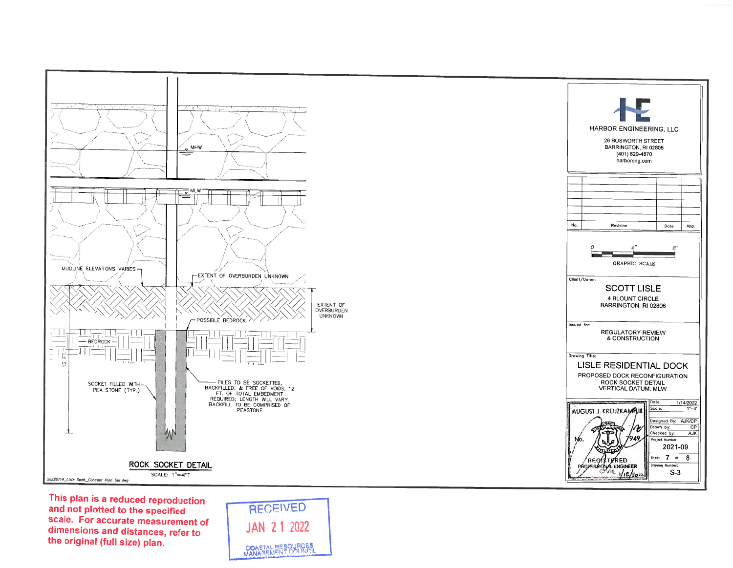MHW

MLW

MUDLINE ELEVATONS VARIES

EXTENT OF OVERBURDEN UNKNOWN

EXTENT OF OVERBURDEN UNKNOWN

POSSIBLE BEDROCK

BEDROCK

12 FT.

SOCKET FILLED WITH PEA STONE (TYP.)

PILES TO BE SOCKETTED, BACKFILLED, & FREE OF VOIDS. 12 FT. OF TOTAL EMBEDMENT REQUIRED; LENGTH WILL VARY. BACKFILL TO BE COMPRISED OF PEASTONE

## ROCK SOCKET DETAIL

SCALE: 1"=4FT

20220114_Lisle Dock_Concept Plan Set.dwg

**HARBOR ENGINEERING, LLC**

26 BOSWORTH STREET
BARRINGTON, RI 02806
(401) 829-4870
harboreng.com

| No. | Revision | Date | App. |
|---|---|---|---|
| | | | |

0 4" 8"

GRAPHIC SCALE

Client/Owner:

SCOTT LISLE
4 BLOUNT CIRCLE
BARRINGTON, RI 02806

Issued for:

REGULATORY REVIEW & CONSTRUCTION

Drawing Title:

LISLE RESIDENTIAL DOCK
PROPOSED DOCK RECONFIGURATION
ROCK SOCKET DETAIL
VERTICAL DATUM: MLW

AUGUST J. KREUZKAMP, III
No. 7949
REGISTERED PROFESSIONAL ENGINEER
CIVIL
1/18/2022

| | |
|---|---|
| Date: | 1/14/2022 |
| Scale: | 1"=4' |
| Designed By: | AJK/CP |
| Drawn by: | CP |
| Checked by: | AJK |
| Project Number: | 2021-09 |
| Sheet | 7 of 8 |
| Drawing Number: | S-3 |

This plan is a reduced reproduction and not plotted to the specified scale. For accurate measurement of dimensions and distances, refer to the original (full size) plan.

RECEIVED
JAN 21 2022
COASTAL RESOURCES MANAGEMENT COUNCIL